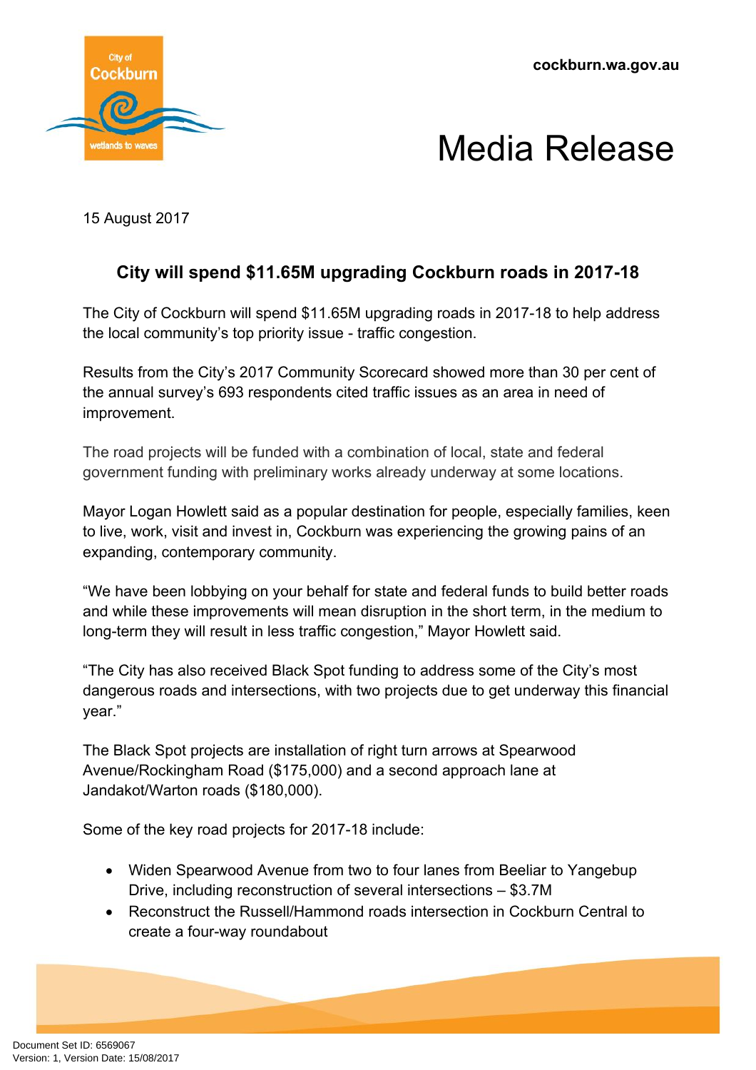cockburn.wa.gov.au

# Media Release

15 August 2017

## City will spend $11.65M upgrading Cockburn roads in 2017-18

The City of Cockburn will spend $11.65M upgrading roads in 2017-18 to help address the local community's top priority issue - traffic congestion.

Results from the City's 2017 Community Scorecard showed more than 30 per cent of the annual survey's 693 respondents cited traffic issues as an area in need of improvement.

The road projects will be funded with a combination of local, state and federal government funding with preliminary works already underway at some locations.

Mayor Logan Howlett said as a popular destination for people, especially families, keen to live, work, visit and invest in, Cockburn was experiencing the growing pains of an expanding, contemporary community.

"We have been lobbying on your behalf for state and federal funds to build better roads and while these improvements will mean disruption in the short term, in the medium to long-term they will result in less traffic congestion," Mayor Howlett said.

"The City has also received Black Spot funding to address some of the City's most dangerous roads and intersections, with two projects due to get underway this financial year."

The Black Spot projects are installation of right turn arrows at Spearwood Avenue/Rockingham Road ($175,000) and a second approach lane at Jandakot/Warton roads ($180,000).

Some of the key road projects for 2017-18 include:

- Widen Spearwood Avenue from two to four lanes from Beeliar to Yangebup Drive, including reconstruction of several intersections – $3.7M
- Reconstruct the Russell/Hammond roads intersection in Cockburn Central to create a four-way roundabout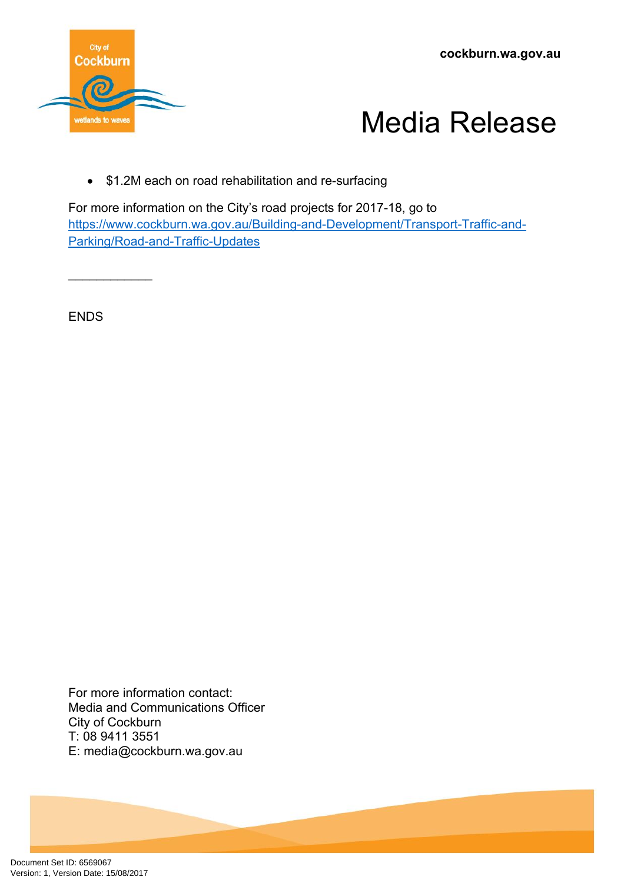- $1.2M each on road rehabilitation and re-surfacing

For more information on the City's road projects for 2017-18, go to [https://www.cockburn.wa.gov.au/Building-and-Development/Transport-Traffic-and-Parking/Road-and-Traffic-Updates](https://www.cockburn.wa.gov.au/Building-and-Development/Transport-Traffic-and-Parking/Road-and-Traffic-Updates)

____________

ENDS

For more information contact:
Media and Communications Officer
City of Cockburn
T: 08 9411 3551
E: media@cockburn.wa.gov.au

Document Set ID: 6569067
Version: 1, Version Date: 15/08/2017